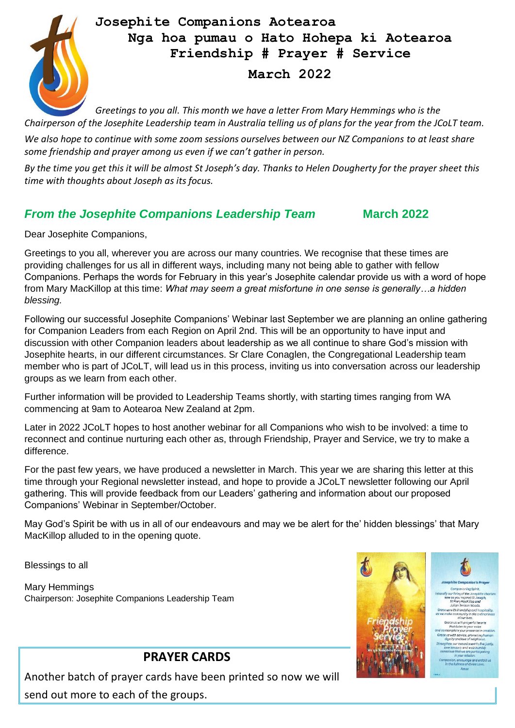# Josephite Companions Aotearoa

## Nga hoa pumau o Hato Hohepa ki Aotearoa

## Friendship # Prayer # Service

## March 2022

*Greetings to you all. This month we have a letter From Mary Hemmings who is the Chairperson of the Josephite Leadership team in Australia telling us of plans for the year from the JCoLT team.*

*We also hope to continue with some zoom sessions ourselves between our NZ Companions to at least share some friendship and prayer among us even if we can't gather in person.*

*By the time you get this it will be almost St Joseph's day. Thanks to Helen Dougherty for the prayer sheet this time with thoughts about Joseph as its focus.*

## *From the Josephite Companions Leadership Team* March 2022

Dear Josephite Companions,

Greetings to you all, wherever you are across our many countries. We recognise that these times are providing challenges for us all in different ways, including many not being able to gather with fellow Companions. Perhaps the words for February in this year's Josephite calendar provide us with a word of hope from Mary MacKillop at this time: *What may seem a great misfortune in one sense is generally…a hidden blessing.*

Following our successful Josephite Companions' Webinar last September we are planning an online gathering for Companion Leaders from each Region on April 2nd. This will be an opportunity to have input and discussion with other Companion leaders about leadership as we all continue to share God's mission with Josephite hearts, in our different circumstances. Sr Clare Conaglen, the Congregational Leadership team member who is part of JCoLT, will lead us in this process, inviting us into conversation across our leadership groups as we learn from each other.

Further information will be provided to Leadership Teams shortly, with starting times ranging from WA commencing at 9am to Aotearoa New Zealand at 2pm.

Later in 2022 JCoLT hopes to host another webinar for all Companions who wish to be involved: a time to reconnect and continue nurturing each other as, through Friendship, Prayer and Service, we try to make a difference.

For the past few years, we have produced a newsletter in March. This year we are sharing this letter at this time through your Regional newsletter instead, and hope to provide a JCoLT newsletter following our April gathering. This will provide feedback from our Leaders' gathering and information about our proposed Companions' Webinar in September/October.

May God's Spirit be with us in all of our endeavours and may we be alert for the' hidden blessings' that Mary MacKillop alluded to in the opening quote.

Blessings to all

Mary Hemmings
Chairperson: Josephite Companions Leadership Team

## PRAYER CARDS

Another batch of prayer cards have been printed so now we will send out more to each of the groups.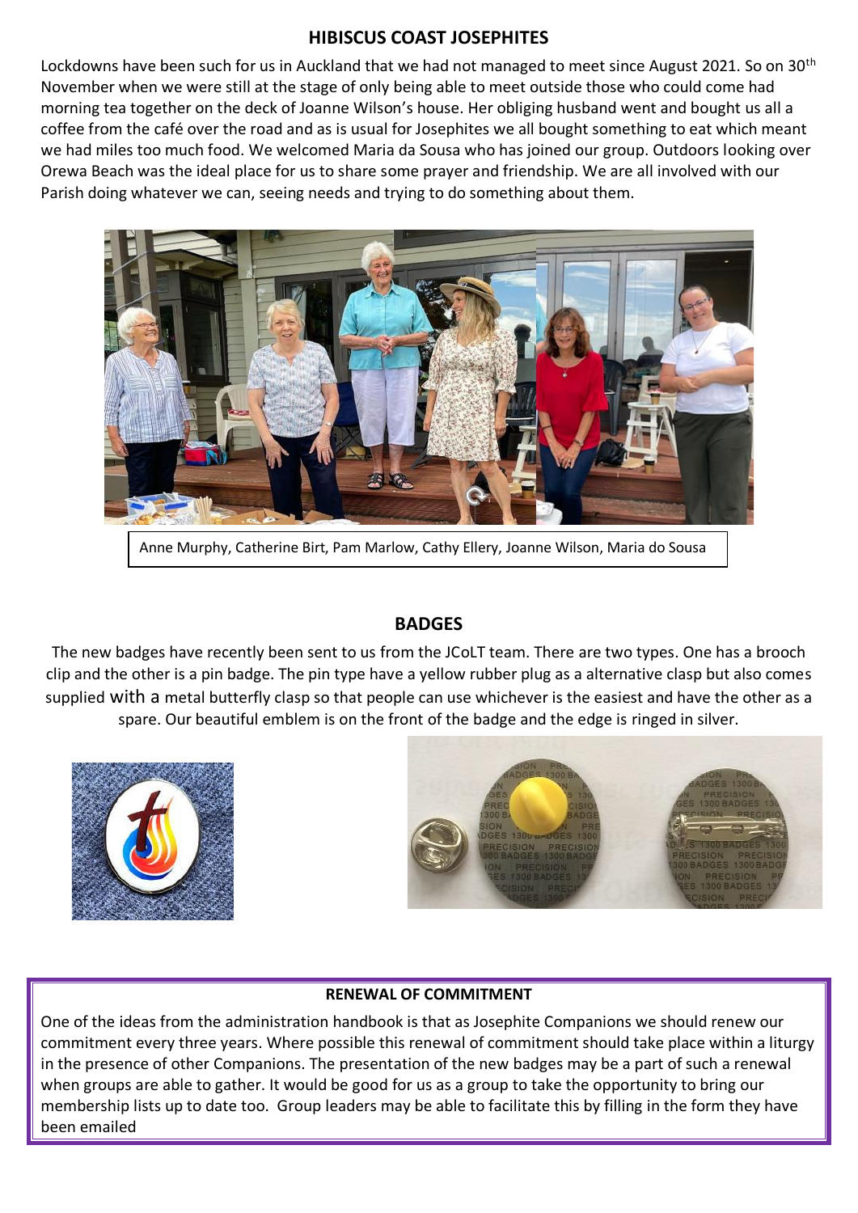## HIBISCUS COAST JOSEPHITES

Lockdowns have been such for us in Auckland that we had not managed to meet since August 2021. So on 30th November when we were still at the stage of only being able to meet outside those who could come had morning tea together on the deck of Joanne Wilson's house. Her obliging husband went and bought us all a coffee from the café over the road and as is usual for Josephites we all bought something to eat which meant we had miles too much food. We welcomed Maria da Sousa who has joined our group. Outdoors looking over Orewa Beach was the ideal place for us to share some prayer and friendship. We are all involved with our Parish doing whatever we can, seeing needs and trying to do something about them.

Anne Murphy, Catherine Birt, Pam Marlow, Cathy Ellery, Joanne Wilson, Maria do Sousa

## BADGES

The new badges have recently been sent to us from the JCoLT team. There are two types. One has a brooch clip and the other is a pin badge. The pin type have a yellow rubber plug as a alternative clasp but also comes supplied with a metal butterfly clasp so that people can use whichever is the easiest and have the other as a spare. Our beautiful emblem is on the front of the badge and the edge is ringed in silver.

### RENEWAL OF COMMITMENT

One of the ideas from the administration handbook is that as Josephite Companions we should renew our commitment every three years. Where possible this renewal of commitment should take place within a liturgy in the presence of other Companions. The presentation of the new badges may be a part of such a renewal when groups are able to gather. It would be good for us as a group to take the opportunity to bring our membership lists up to date too. Group leaders may be able to facilitate this by filling in the form they have been emailed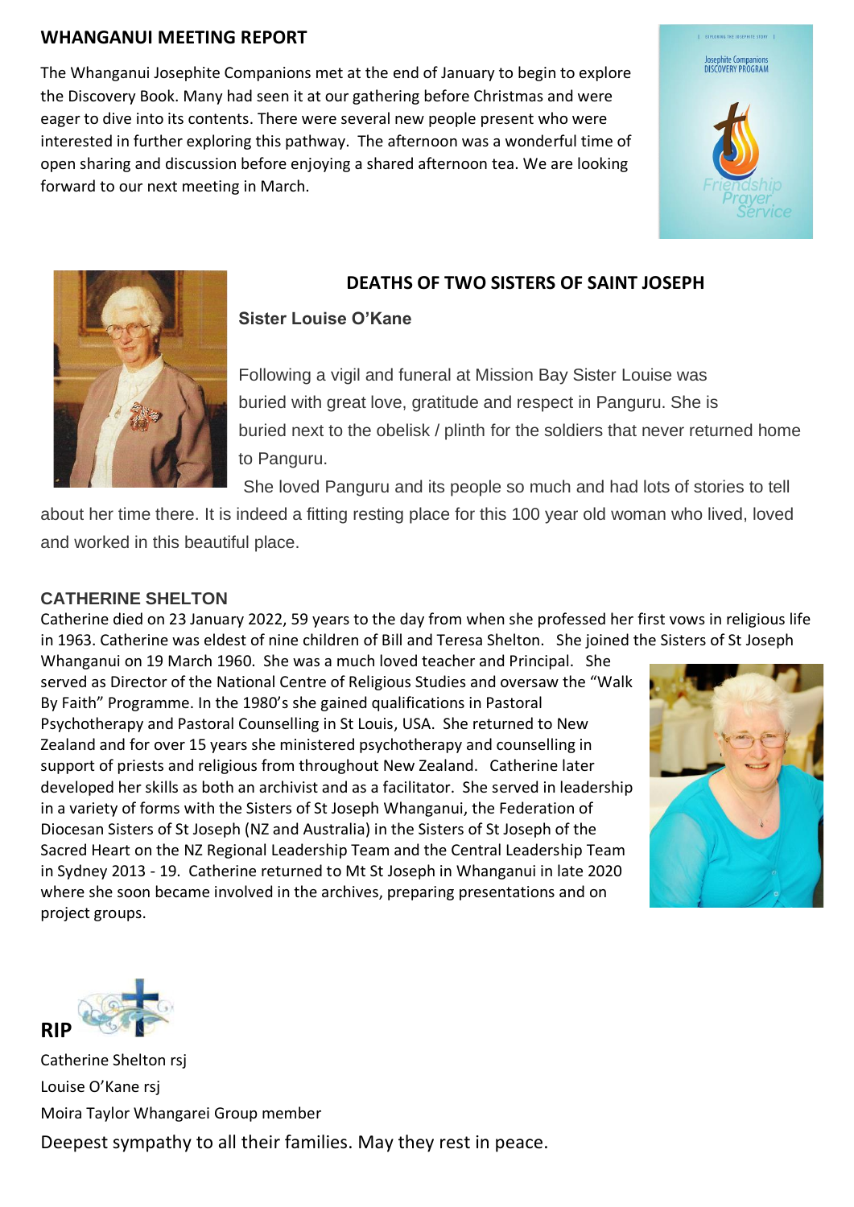## WHANGANUI MEETING REPORT

The Whanganui Josephite Companions met at the end of January to begin to explore the Discovery Book. Many had seen it at our gathering before Christmas and were eager to dive into its contents. There were several new people present who were interested in further exploring this pathway. The afternoon was a wonderful time of open sharing and discussion before enjoying a shared afternoon tea. We are looking forward to our next meeting in March.

## DEATHS OF TWO SISTERS OF SAINT JOSEPH

### Sister Louise O'Kane

Following a vigil and funeral at Mission Bay Sister Louise was buried with great love, gratitude and respect in Panguru. She is buried next to the obelisk / plinth for the soldiers that never returned home to Panguru.

She loved Panguru and its people so much and had lots of stories to tell about her time there. It is indeed a fitting resting place for this 100 year old woman who lived, loved and worked in this beautiful place.

### CATHERINE SHELTON

Catherine died on 23 January 2022, 59 years to the day from when she professed her first vows in religious life in 1963. Catherine was eldest of nine children of Bill and Teresa Shelton. She joined the Sisters of St Joseph Whanganui on 19 March 1960. She was a much loved teacher and Principal. She served as Director of the National Centre of Religious Studies and oversaw the "Walk By Faith" Programme. In the 1980's she gained qualifications in Pastoral Psychotherapy and Pastoral Counselling in St Louis, USA. She returned to New Zealand and for over 15 years she ministered psychotherapy and counselling in support of priests and religious from throughout New Zealand. Catherine later developed her skills as both an archivist and as a facilitator. She served in leadership in a variety of forms with the Sisters of St Joseph Whanganui, the Federation of Diocesan Sisters of St Joseph (NZ and Australia) in the Sisters of St Joseph of the Sacred Heart on the NZ Regional Leadership Team and the Central Leadership Team in Sydney 2013 - 19. Catherine returned to Mt St Joseph in Whanganui in late 2020 where she soon became involved in the archives, preparing presentations and on project groups.

## RIP

Catherine Shelton rsj

Louise O'Kane rsj

Moira Taylor Whangarei Group member

Deepest sympathy to all their families. May they rest in peace.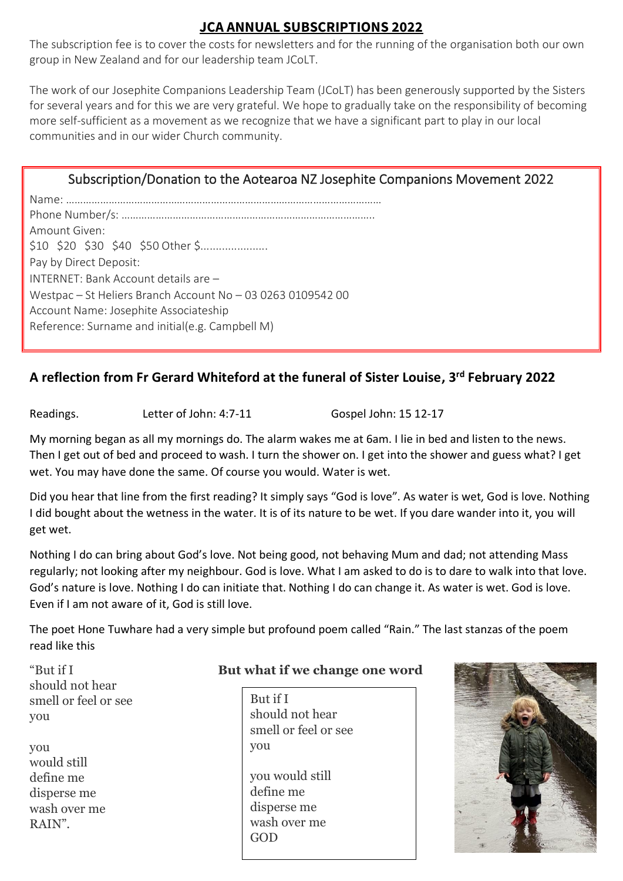## JCA ANNUAL SUBSCRIPTIONS 2022

The subscription fee is to cover the costs for newsletters and for the running of the organisation both our own group in New Zealand and for our leadership team JCoLT.

The work of our Josephite Companions Leadership Team (JCoLT) has been generously supported by the Sisters for several years and for this we are very grateful. We hope to gradually take on the responsibility of becoming more self-sufficient as a movement as we recognize that we have a significant part to play in our local communities and in our wider Church community.

### Subscription/Donation to the Aotearoa NZ Josephite Companions Movement 2022

Name: ………………………………………………………………………………………………

Phone Number/s: ……………………………………………………………………………..

Amount Given:

$10 $20 $30 $40 $50 Other $....................

Pay by Direct Deposit:

INTERNET: Bank Account details are –

Westpac – St Heliers Branch Account No – 03 0263 0109542 00

Account Name: Josephite Associateship

Reference: Surname and initial(e.g. Campbell M)

## A reflection from Fr Gerard Whiteford at the funeral of Sister Louise, 3rd February 2022

Readings. Letter of John: 4:7-11 Gospel John: 15 12-17

My morning began as all my mornings do. The alarm wakes me at 6am. I lie in bed and listen to the news. Then I get out of bed and proceed to wash. I turn the shower on. I get into the shower and guess what? I get wet. You may have done the same. Of course you would. Water is wet.

Did you hear that line from the first reading? It simply says "God is love". As water is wet, God is love. Nothing I did bought about the wetness in the water. It is of its nature to be wet. If you dare wander into it, you will get wet.

Nothing I do can bring about God's love. Not being good, not behaving Mum and dad; not attending Mass regularly; not looking after my neighbour. God is love. What I am asked to do is to dare to walk into that love. God's nature is love. Nothing I do can initiate that. Nothing I do can change it. As water is wet. God is love. Even if I am not aware of it, God is still love.

The poet Hone Tuwhare had a very simple but profound poem called "Rain." The last stanzas of the poem read like this

"But if I
should not hear
smell or feel or see
you

you
would still
define me
disperse me
wash over me
RAIN".

**But what if we change one word**

But if I
should not hear
smell or feel or see
you

you would still
define me
disperse me
wash over me
GOD